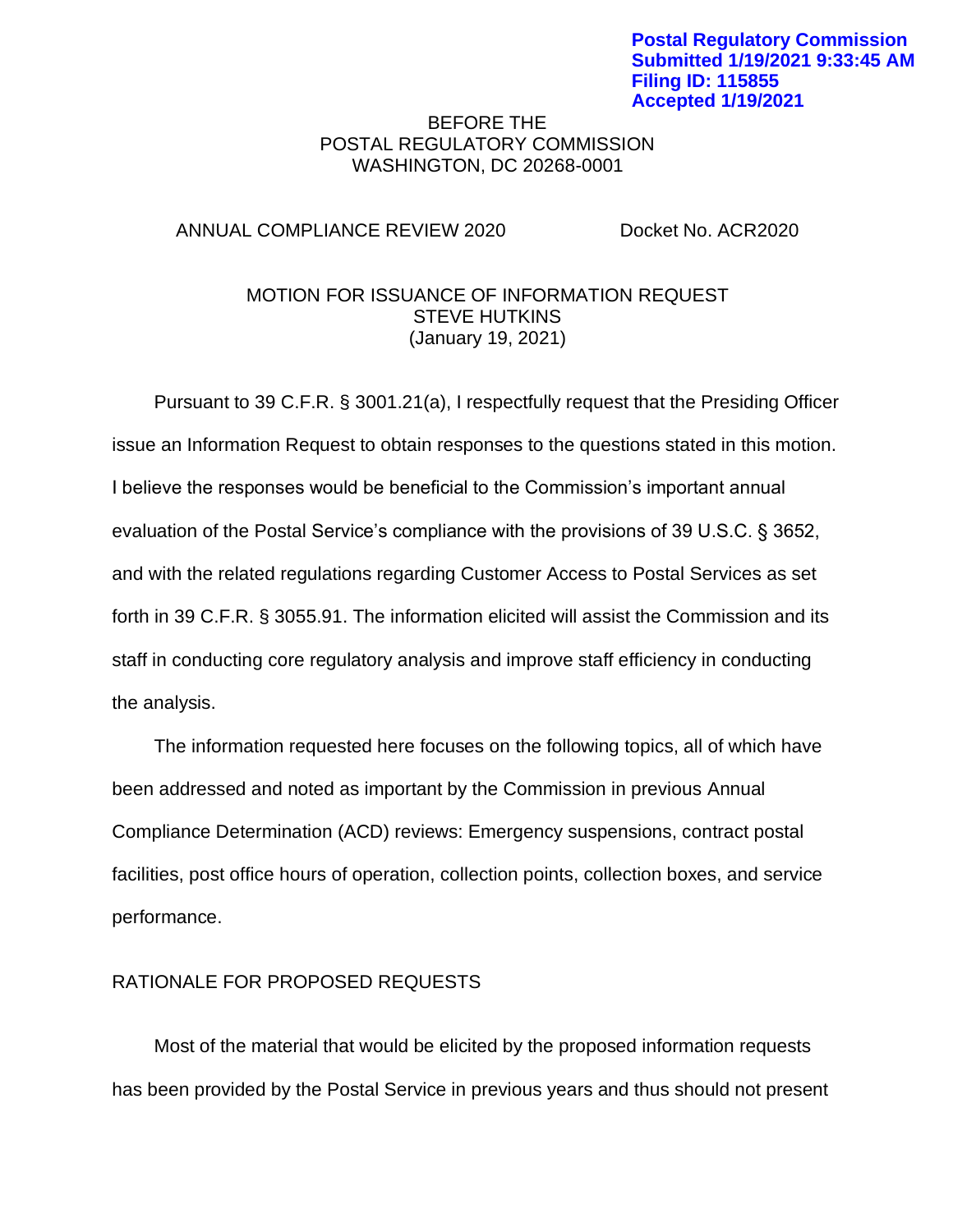Postal Regulatory Commission
Submitted 1/19/2021 9:33:45 AM
Filing ID: 115855
Accepted 1/19/2021

BEFORE THE
POSTAL REGULATORY COMMISSION
WASHINGTON, DC 20268-0001

ANNUAL COMPLIANCE REVIEW 2020 Docket No. ACR2020

MOTION FOR ISSUANCE OF INFORMATION REQUEST
STEVE HUTKINS
(January 19, 2021)

Pursuant to 39 C.F.R. § 3001.21(a), I respectfully request that the Presiding Officer issue an Information Request to obtain responses to the questions stated in this motion. I believe the responses would be beneficial to the Commission's important annual evaluation of the Postal Service's compliance with the provisions of 39 U.S.C. § 3652, and with the related regulations regarding Customer Access to Postal Services as set forth in 39 C.F.R. § 3055.91. The information elicited will assist the Commission and its staff in conducting core regulatory analysis and improve staff efficiency in conducting the analysis.

The information requested here focuses on the following topics, all of which have been addressed and noted as important by the Commission in previous Annual Compliance Determination (ACD) reviews: Emergency suspensions, contract postal facilities, post office hours of operation, collection points, collection boxes, and service performance.

RATIONALE FOR PROPOSED REQUESTS

Most of the material that would be elicited by the proposed information requests has been provided by the Postal Service in previous years and thus should not present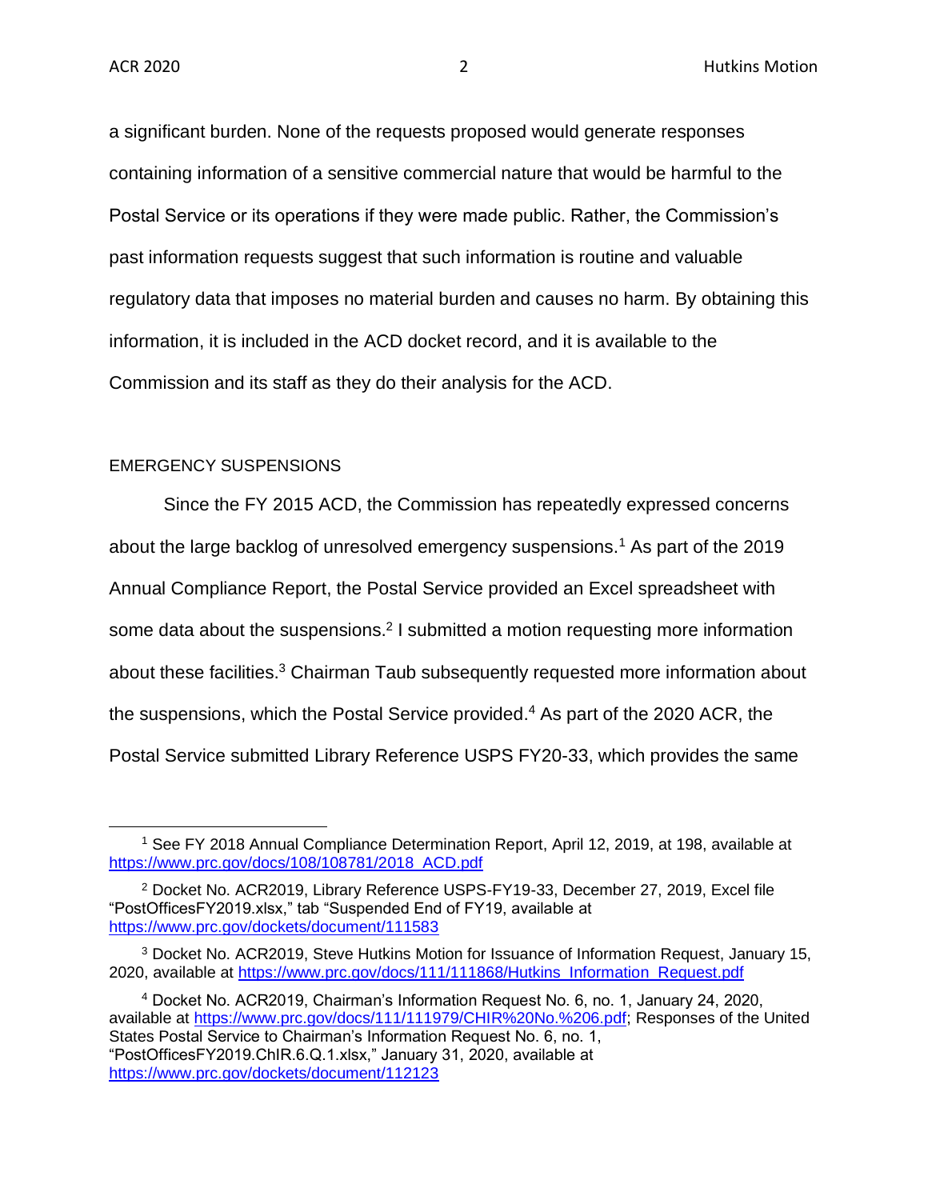a significant burden. None of the requests proposed would generate responses containing information of a sensitive commercial nature that would be harmful to the Postal Service or its operations if they were made public. Rather, the Commission's past information requests suggest that such information is routine and valuable regulatory data that imposes no material burden and causes no harm. By obtaining this information, it is included in the ACD docket record, and it is available to the Commission and its staff as they do their analysis for the ACD.

EMERGENCY SUSPENSIONS

Since the FY 2015 ACD, the Commission has repeatedly expressed concerns about the large backlog of unresolved emergency suspensions.[1] As part of the 2019 Annual Compliance Report, the Postal Service provided an Excel spreadsheet with some data about the suspensions.[2] I submitted a motion requesting more information about these facilities.[3] Chairman Taub subsequently requested more information about the suspensions, which the Postal Service provided.[4] As part of the 2020 ACR, the Postal Service submitted Library Reference USPS FY20-33, which provides the same

---

[1] See FY 2018 Annual Compliance Determination Report, April 12, 2019, at 198, available at https://www.prc.gov/docs/108/108781/2018_ACD.pdf

[2] Docket No. ACR2019, Library Reference USPS-FY19-33, December 27, 2019, Excel file "PostOfficesFY2019.xlsx," tab "Suspended End of FY19, available at https://www.prc.gov/dockets/document/111583

[3] Docket No. ACR2019, Steve Hutkins Motion for Issuance of Information Request, January 15, 2020, available at https://www.prc.gov/docs/111/111868/Hutkins_Information_Request.pdf

[4] Docket No. ACR2019, Chairman's Information Request No. 6, no. 1, January 24, 2020, available at https://www.prc.gov/docs/111/111979/CHIR%20No.%206.pdf; Responses of the United States Postal Service to Chairman's Information Request No. 6, no. 1, "PostOfficesFY2019.ChIR.6.Q.1.xlsx," January 31, 2020, available at https://www.prc.gov/dockets/document/112123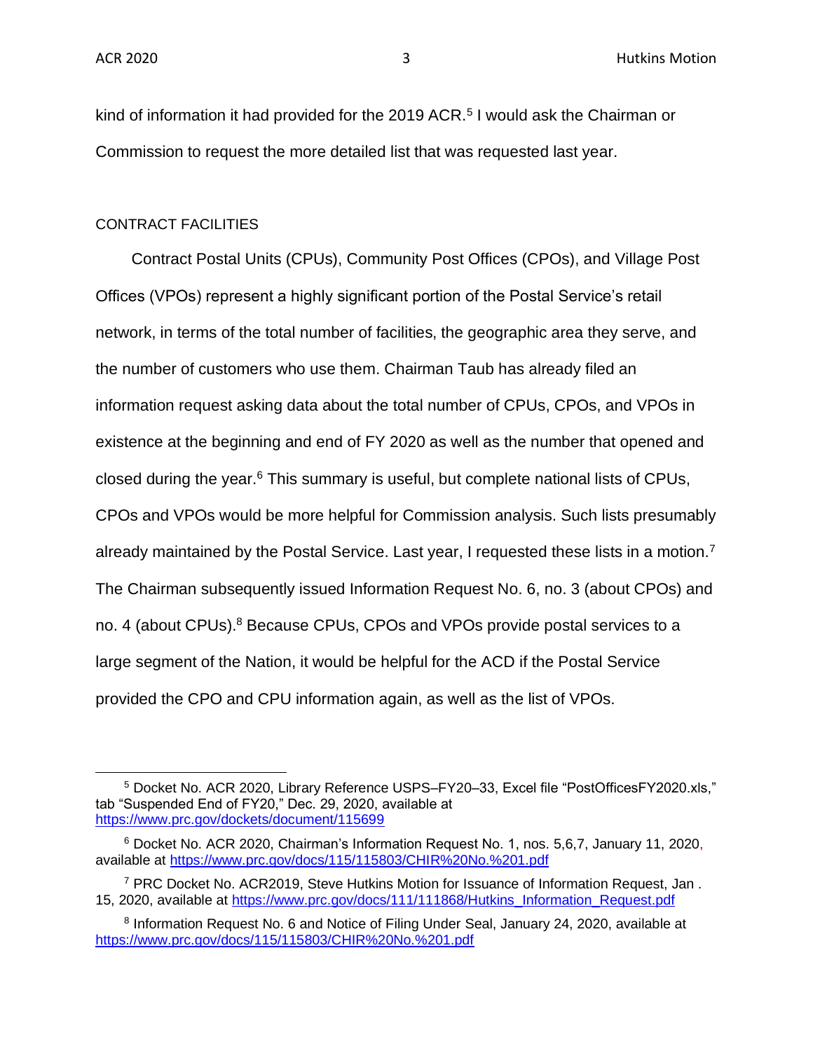kind of information it had provided for the 2019 ACR.[5] I would ask the Chairman or Commission to request the more detailed list that was requested last year.

## CONTRACT FACILITIES

Contract Postal Units (CPUs), Community Post Offices (CPOs), and Village Post Offices (VPOs) represent a highly significant portion of the Postal Service's retail network, in terms of the total number of facilities, the geographic area they serve, and the number of customers who use them. Chairman Taub has already filed an information request asking data about the total number of CPUs, CPOs, and VPOs in existence at the beginning and end of FY 2020 as well as the number that opened and closed during the year.[6] This summary is useful, but complete national lists of CPUs, CPOs and VPOs would be more helpful for Commission analysis. Such lists presumably already maintained by the Postal Service. Last year, I requested these lists in a motion.[7] The Chairman subsequently issued Information Request No. 6, no. 3 (about CPOs) and no. 4 (about CPUs).[8] Because CPUs, CPOs and VPOs provide postal services to a large segment of the Nation, it would be helpful for the ACD if the Postal Service provided the CPO and CPU information again, as well as the list of VPOs.

---

[5] Docket No. ACR 2020, Library Reference USPS–FY20–33, Excel file "PostOfficesFY2020.xls," tab "Suspended End of FY20," Dec. 29, 2020, available at https://www.prc.gov/dockets/document/115699

[6] Docket No. ACR 2020, Chairman's Information Request No. 1, nos. 5,6,7, January 11, 2020, available at https://www.prc.gov/docs/115/115803/CHIR%20No.%201.pdf

[7] PRC Docket No. ACR2019, Steve Hutkins Motion for Issuance of Information Request, Jan . 15, 2020, available at https://www.prc.gov/docs/111/111868/Hutkins_Information_Request.pdf

[8] Information Request No. 6 and Notice of Filing Under Seal, January 24, 2020, available at https://www.prc.gov/docs/115/115803/CHIR%20No.%201.pdf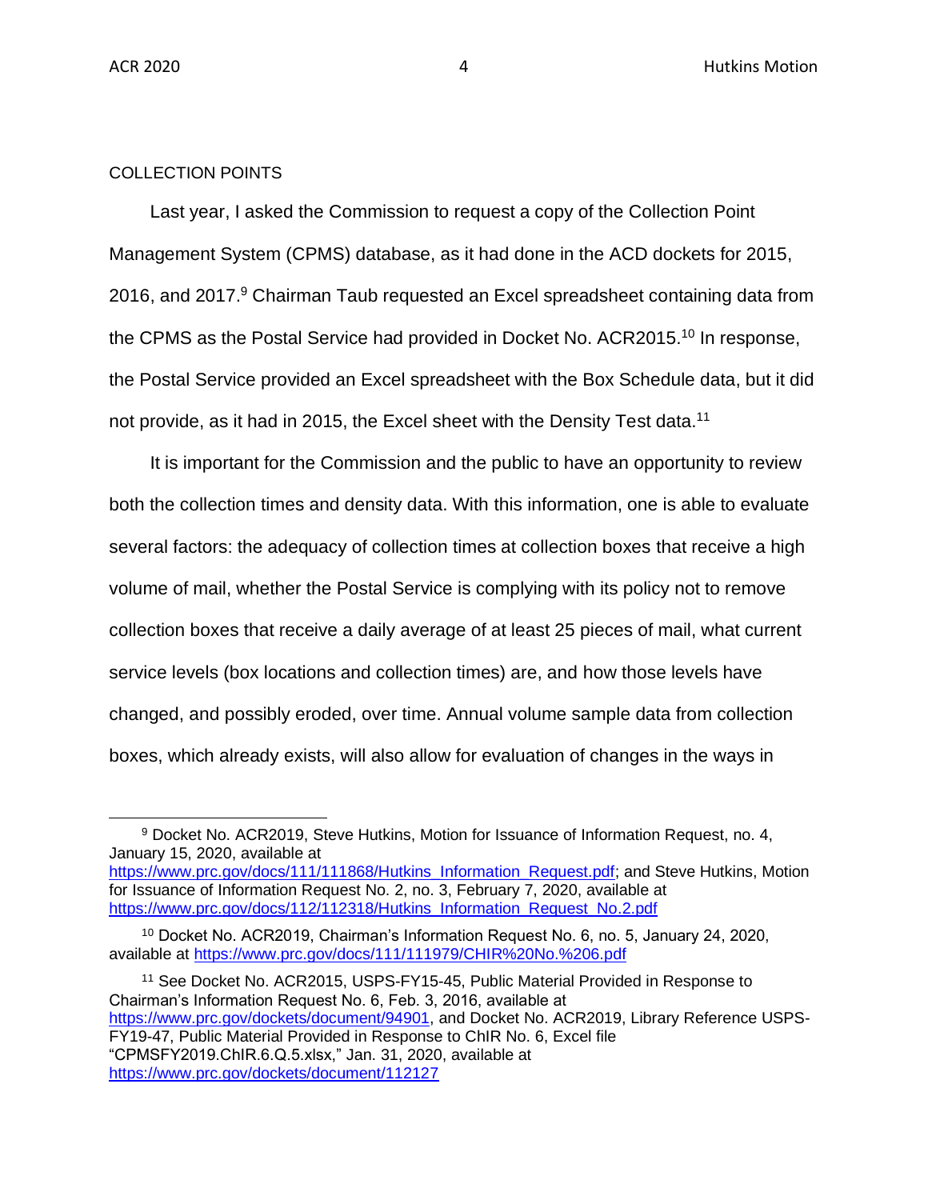## COLLECTION POINTS

Last year, I asked the Commission to request a copy of the Collection Point Management System (CPMS) database, as it had done in the ACD dockets for 2015, 2016, and 2017.[9] Chairman Taub requested an Excel spreadsheet containing data from the CPMS as the Postal Service had provided in Docket No. ACR2015.[10] In response, the Postal Service provided an Excel spreadsheet with the Box Schedule data, but it did not provide, as it had in 2015, the Excel sheet with the Density Test data.[11]

It is important for the Commission and the public to have an opportunity to review both the collection times and density data. With this information, one is able to evaluate several factors: the adequacy of collection times at collection boxes that receive a high volume of mail, whether the Postal Service is complying with its policy not to remove collection boxes that receive a daily average of at least 25 pieces of mail, what current service levels (box locations and collection times) are, and how those levels have changed, and possibly eroded, over time. Annual volume sample data from collection boxes, which already exists, will also allow for evaluation of changes in the ways in

---

[9] Docket No. ACR2019, Steve Hutkins, Motion for Issuance of Information Request, no. 4, January 15, 2020, available at https://www.prc.gov/docs/111/111868/Hutkins_Information_Request.pdf; and Steve Hutkins, Motion for Issuance of Information Request No. 2, no. 3, February 7, 2020, available at https://www.prc.gov/docs/112/112318/Hutkins_Information_Request_No.2.pdf

[10] Docket No. ACR2019, Chairman's Information Request No. 6, no. 5, January 24, 2020, available at https://www.prc.gov/docs/111/111979/CHIR%20No.%206.pdf

[11] See Docket No. ACR2015, USPS-FY15-45, Public Material Provided in Response to Chairman's Information Request No. 6, Feb. 3, 2016, available at https://www.prc.gov/dockets/document/94901, and Docket No. ACR2019, Library Reference USPS-FY19-47, Public Material Provided in Response to ChIR No. 6, Excel file "CPMSFY2019.ChIR.6.Q.5.xlsx," Jan. 31, 2020, available at https://www.prc.gov/dockets/document/112127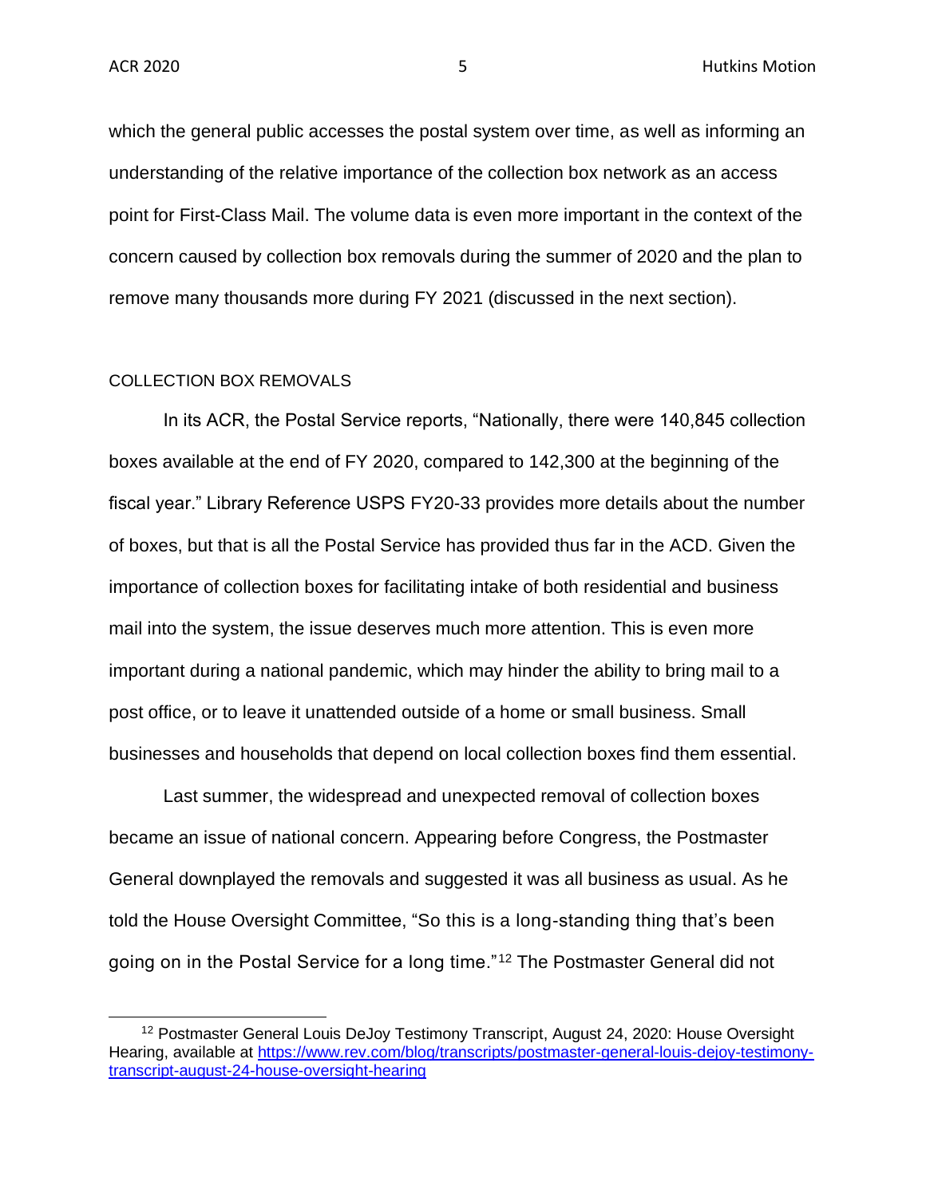which the general public accesses the postal system over time, as well as informing an understanding of the relative importance of the collection box network as an access point for First-Class Mail. The volume data is even more important in the context of the concern caused by collection box removals during the summer of 2020 and the plan to remove many thousands more during FY 2021 (discussed in the next section).

## COLLECTION BOX REMOVALS

In its ACR, the Postal Service reports, "Nationally, there were 140,845 collection boxes available at the end of FY 2020, compared to 142,300 at the beginning of the fiscal year." Library Reference USPS FY20-33 provides more details about the number of boxes, but that is all the Postal Service has provided thus far in the ACD. Given the importance of collection boxes for facilitating intake of both residential and business mail into the system, the issue deserves much more attention. This is even more important during a national pandemic, which may hinder the ability to bring mail to a post office, or to leave it unattended outside of a home or small business. Small businesses and households that depend on local collection boxes find them essential.

Last summer, the widespread and unexpected removal of collection boxes became an issue of national concern. Appearing before Congress, the Postmaster General downplayed the removals and suggested it was all business as usual. As he told the House Oversight Committee, "So this is a long-standing thing that's been going on in the Postal Service for a long time."[12] The Postmaster General did not

---

[12] Postmaster General Louis DeJoy Testimony Transcript, August 24, 2020: House Oversight Hearing, available at [https://www.rev.com/blog/transcripts/postmaster-general-louis-dejoy-testimony-transcript-august-24-house-oversight-hearing](https://www.rev.com/blog/transcripts/postmaster-general-louis-dejoy-testimony-transcript-august-24-house-oversight-hearing)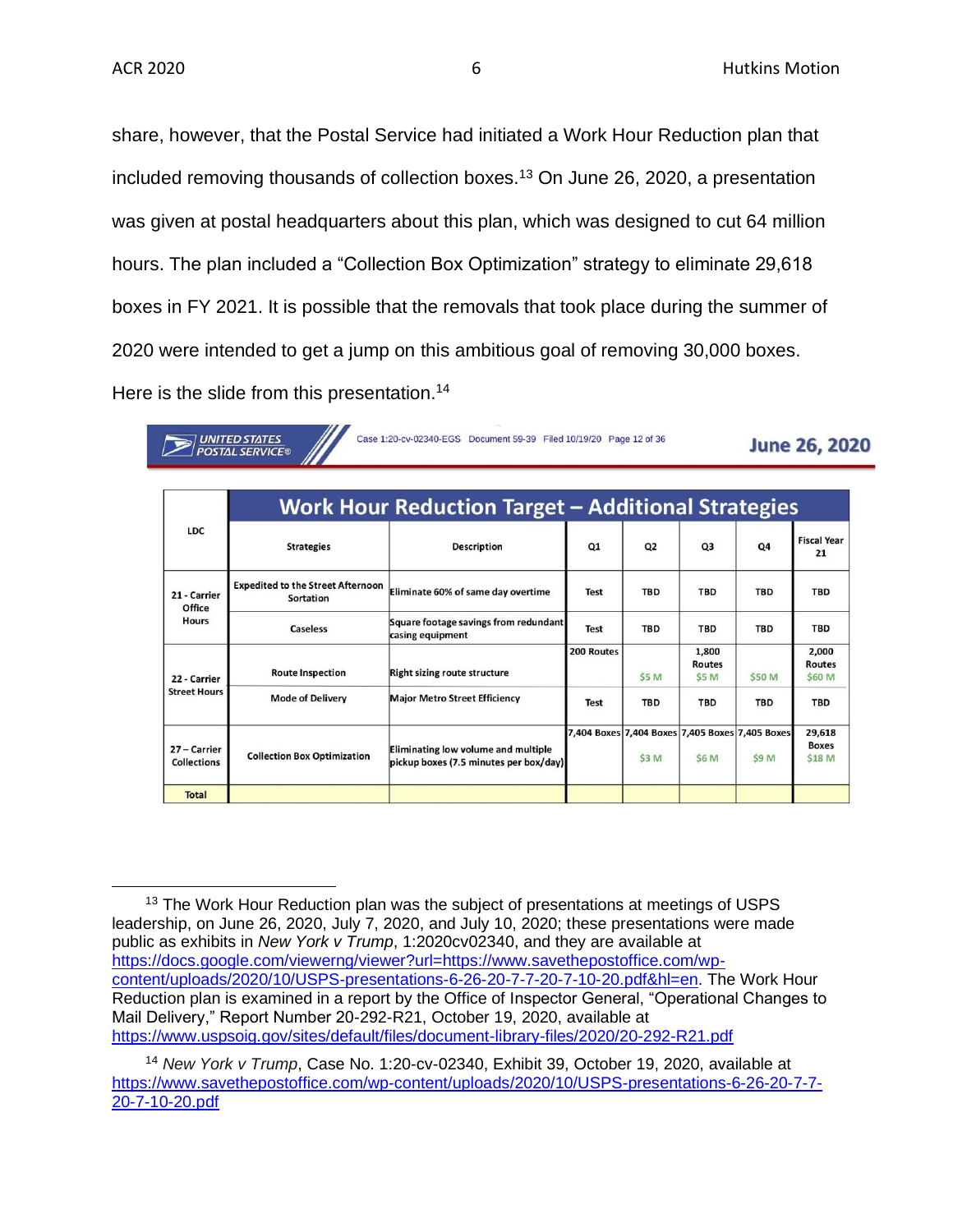share, however, that the Postal Service had initiated a Work Hour Reduction plan that included removing thousands of collection boxes.[13] On June 26, 2020, a presentation was given at postal headquarters about this plan, which was designed to cut 64 million hours. The plan included a "Collection Box Optimization" strategy to eliminate 29,618 boxes in FY 2021. It is possible that the removals that took place during the summer of 2020 were intended to get a jump on this ambitious goal of removing 30,000 boxes. Here is the slide from this presentation.[14]

UNITED STATES POSTAL SERVICE® Case 1:20-cv-02340-EGS Document 59-39 Filed 10/19/20 Page 12 of 36 **June 26, 2020**

| LDC | Work Hour Reduction Target – Additional Strategies | | | | | | |
|---|---|---|---|---|---|---|---|
| | Strategies | Description | Q1 | Q2 | Q3 | Q4 | Fiscal Year 21 |
| 21 - Carrier Office Hours | Expedited to the Street Afternoon Sortation | Eliminate 60% of same day overtime | Test | TBD | TBD | TBD | TBD |
| | Caseless | Square footage savings from redundant casing equipment | Test | TBD | TBD | TBD | TBD |
| 22 - Carrier Street Hours | Route Inspection | Right sizing route structure | 200 Routes | $5 M | 1,800 Routes $5 M | $50 M | 2,000 Routes $60 M |
| | Mode of Delivery | Major Metro Street Efficiency | Test | TBD | TBD | TBD | TBD |
| 27 – Carrier Collections | Collection Box Optimization | Eliminating low volume and multiple pickup boxes (7.5 minutes per box/day) | 7,404 Boxes | 7,404 Boxes $3 M | 7,405 Boxes $6 M | 7,405 Boxes $9 M | 29,618 Boxes $18 M |
| Total | | | | | | | |

[13] The Work Hour Reduction plan was the subject of presentations at meetings of USPS leadership, on June 26, 2020, July 7, 2020, and July 10, 2020; these presentations were made public as exhibits in *New York v Trump*, 1:2020cv02340, and they are available at https://docs.google.com/viewerng/viewer?url=https://www.savethepostoffice.com/wp-content/uploads/2020/10/USPS-presentations-6-26-20-7-7-20-7-10-20.pdf&hl=en. The Work Hour Reduction plan is examined in a report by the Office of Inspector General, "Operational Changes to Mail Delivery," Report Number 20-292-R21, October 19, 2020, available at https://www.uspsoig.gov/sites/default/files/document-library-files/2020/20-292-R21.pdf

[14] *New York v Trump*, Case No. 1:20-cv-02340, Exhibit 39, October 19, 2020, available at https://www.savethepostoffice.com/wp-content/uploads/2020/10/USPS-presentations-6-26-20-7-7-20-7-10-20.pdf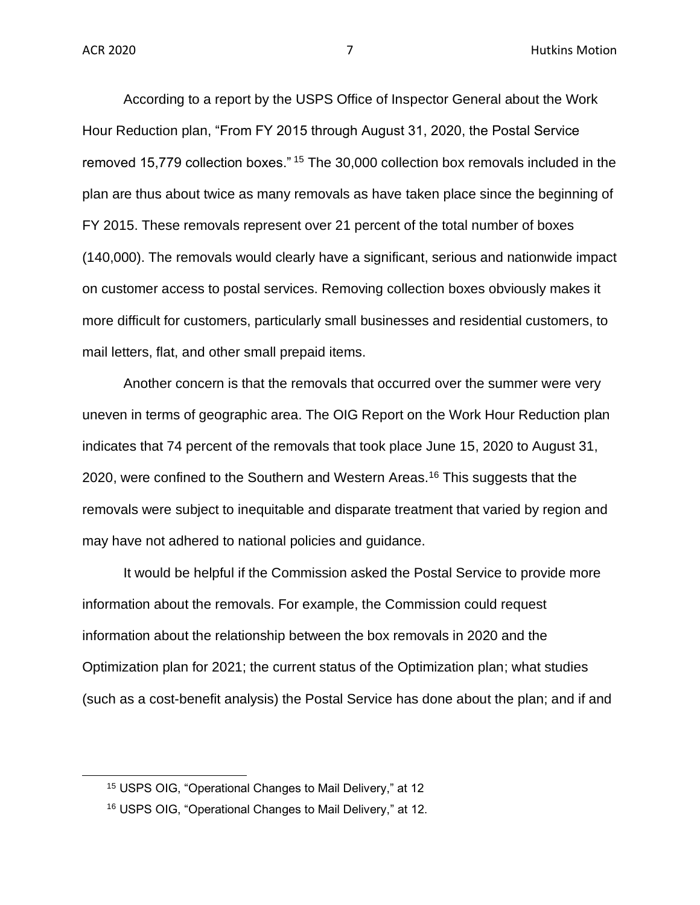According to a report by the USPS Office of Inspector General about the Work Hour Reduction plan, "From FY 2015 through August 31, 2020, the Postal Service removed 15,779 collection boxes."[15] The 30,000 collection box removals included in the plan are thus about twice as many removals as have taken place since the beginning of FY 2015. These removals represent over 21 percent of the total number of boxes (140,000). The removals would clearly have a significant, serious and nationwide impact on customer access to postal services. Removing collection boxes obviously makes it more difficult for customers, particularly small businesses and residential customers, to mail letters, flat, and other small prepaid items.

Another concern is that the removals that occurred over the summer were very uneven in terms of geographic area. The OIG Report on the Work Hour Reduction plan indicates that 74 percent of the removals that took place June 15, 2020 to August 31, 2020, were confined to the Southern and Western Areas.[16] This suggests that the removals were subject to inequitable and disparate treatment that varied by region and may have not adhered to national policies and guidance.

It would be helpful if the Commission asked the Postal Service to provide more information about the removals. For example, the Commission could request information about the relationship between the box removals in 2020 and the Optimization plan for 2021; the current status of the Optimization plan; what studies (such as a cost-benefit analysis) the Postal Service has done about the plan; and if and

---

[15] USPS OIG, "Operational Changes to Mail Delivery," at 12

[16] USPS OIG, "Operational Changes to Mail Delivery," at 12.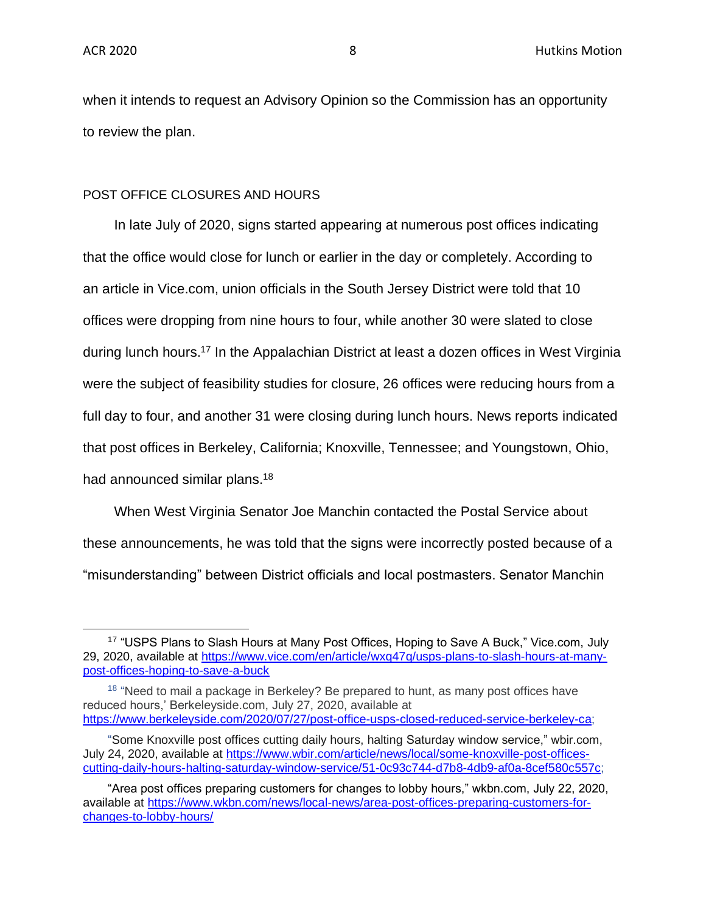when it intends to request an Advisory Opinion so the Commission has an opportunity to review the plan.

## POST OFFICE CLOSURES AND HOURS

In late July of 2020, signs started appearing at numerous post offices indicating that the office would close for lunch or earlier in the day or completely. According to an article in Vice.com, union officials in the South Jersey District were told that 10 offices were dropping from nine hours to four, while another 30 were slated to close during lunch hours.[17] In the Appalachian District at least a dozen offices in West Virginia were the subject of feasibility studies for closure, 26 offices were reducing hours from a full day to four, and another 31 were closing during lunch hours. News reports indicated that post offices in Berkeley, California; Knoxville, Tennessee; and Youngstown, Ohio, had announced similar plans.[18]

When West Virginia Senator Joe Manchin contacted the Postal Service about these announcements, he was told that the signs were incorrectly posted because of a "misunderstanding" between District officials and local postmasters. Senator Manchin

---

[17] "USPS Plans to Slash Hours at Many Post Offices, Hoping to Save A Buck," Vice.com, July 29, 2020, available at https://www.vice.com/en/article/wxq47q/usps-plans-to-slash-hours-at-many-post-offices-hoping-to-save-a-buck

[18] "Need to mail a package in Berkeley? Be prepared to hunt, as many post offices have reduced hours,' Berkeleyside.com, July 27, 2020, available at https://www.berkeleyside.com/2020/07/27/post-office-usps-closed-reduced-service-berkeley-ca;

"Some Knoxville post offices cutting daily hours, halting Saturday window service," wbir.com, July 24, 2020, available at https://www.wbir.com/article/news/local/some-knoxville-post-offices-cutting-daily-hours-halting-saturday-window-service/51-0c93c744-d7b8-4db9-af0a-8cef580c557c;

"Area post offices preparing customers for changes to lobby hours," wkbn.com, July 22, 2020, available at https://www.wkbn.com/news/local-news/area-post-offices-preparing-customers-for-changes-to-lobby-hours/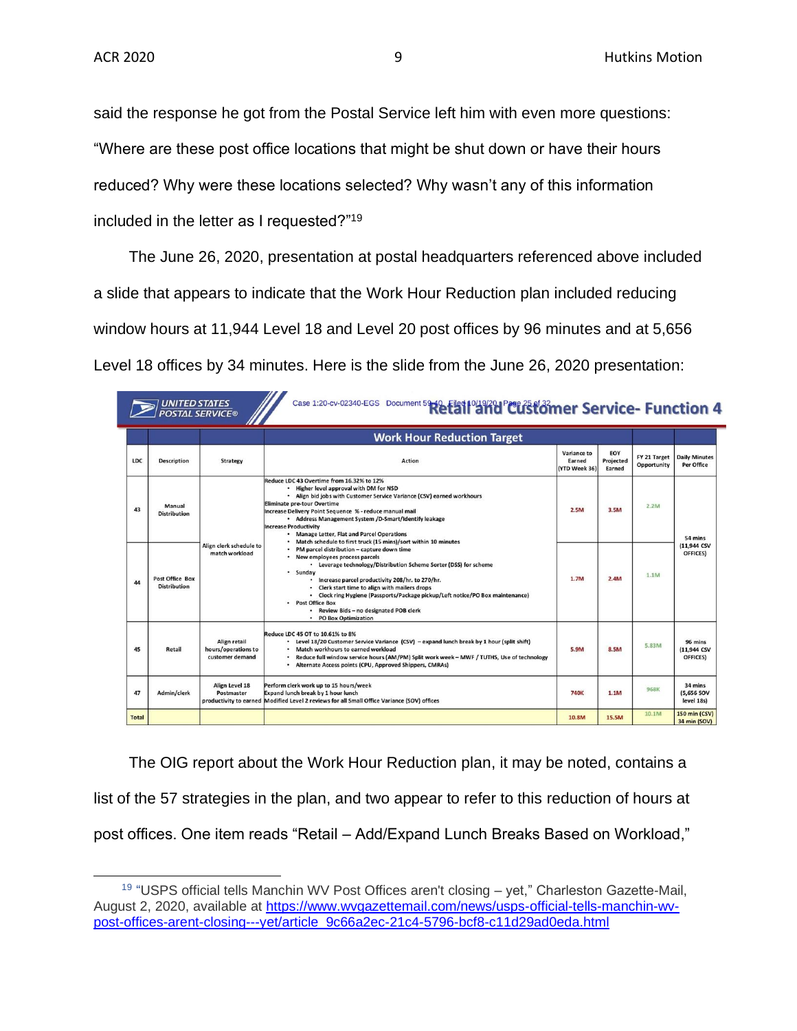said the response he got from the Postal Service left him with even more questions: "Where are these post office locations that might be shut down or have their hours reduced? Why were these locations selected? Why wasn't any of this information included in the letter as I requested?"[19]

The June 26, 2020, presentation at postal headquarters referenced above included a slide that appears to indicate that the Work Hour Reduction plan included reducing window hours at 11,944 Level 18 and Level 20 post offices by 96 minutes and at 5,656 Level 18 offices by 34 minutes. Here is the slide from the June 26, 2020 presentation:

UNITED STATES POSTAL SERVICE® — Case 1:20-cv-02340-EGS Document 59-40 Filed 10/19/20 Page 25 of 32 — **Retail and Customer Service- Function 4**

| | | | Work Hour Reduction Target | | | | |
|---|---|---|---|---|---|---|---|
| LDC | Description | Strategy | Action | Variance to Earned (YTD Week 36) | EOY Projected Earned | FY 21 Target Opportunity | Daily Minutes Per Office |
| 43 | Manual Distribution | Align clerk schedule to match workload | Reduce LDC 43 Overtime from 16.32% to 12% • Higher level approval with DM for NSD • Align bid jobs with Customer Service Variance (CSV) earned workhours; Eliminate pre-tour Overtime; Increase Delivery Point Sequence % - reduce manual mail • Address Management System /D-Smart/Identify leakage; Increase Productivity • Manage Letter, Flat and Parcel Operations • Match schedule to first truck (15 mins)/sort within 10 minutes | 2.5M | 3.5M | 2.2M | 54 mins (11,944 CSV OFFICES) |
| 44 | Post Office Box Distribution | | • PM parcel distribution – capture down time • New employees process parcels • Leverage technology/Distribution Scheme Sorter (DSS) for scheme • Sunday • Increase parcel productivity 208/hr. to 270/hr. • Clerk start time to align with mailers drops • Clock ring Hygiene (Passports/Package pickup/Left notice/PO Box maintenance) • Post Office Box • Review Bids – no designated POB clerk • PO Box Optimization | 1.7M | 2.4M | 1.1M | |
| 45 | Retail | Align retail hours/operations to customer demand | Reduce LDC 45 OT to 10.61% to 8% • Level 18/20 Customer Service Variance (CSV) – expand lunch break by 1 hour (split shift) • Match workhours to earned workload • Reduce full window service hours (AM/PM) Split work week – MWF / TUTHS, Use of technology • Alternate Access points (CPU, Approved Shippers, CMRAs) | 5.9M | 8.5M | 5.83M | 96 mins (11,944 CSV OFFICES) |
| 47 | Admin/clerk | Align Level 18 Postmaster productivity to earned | Perform clerk work up to 15 hours/week; Expand lunch break by 1 hour lunch; Modified Level 2 reviews for all Small Office Variance (SOV) offices | 740K | 1.1M | 968K | 34 mins (5,656 SOV level 18s) |
| Total | | | | 10.8M | 15.5M | 10.1M | 150 min (CSV) 34 min (SOV) |

The OIG report about the Work Hour Reduction plan, it may be noted, contains a list of the 57 strategies in the plan, and two appear to refer to this reduction of hours at post offices. One item reads "Retail – Add/Expand Lunch Breaks Based on Workload,"

[19] "USPS official tells Manchin WV Post Offices aren't closing – yet," Charleston Gazette-Mail, August 2, 2020, available at https://www.wvgazettemail.com/news/usps-official-tells-manchin-wv-post-offices-arent-closing---yet/article_9c66a2ec-21c4-5796-bcf8-c11d29ad0eda.html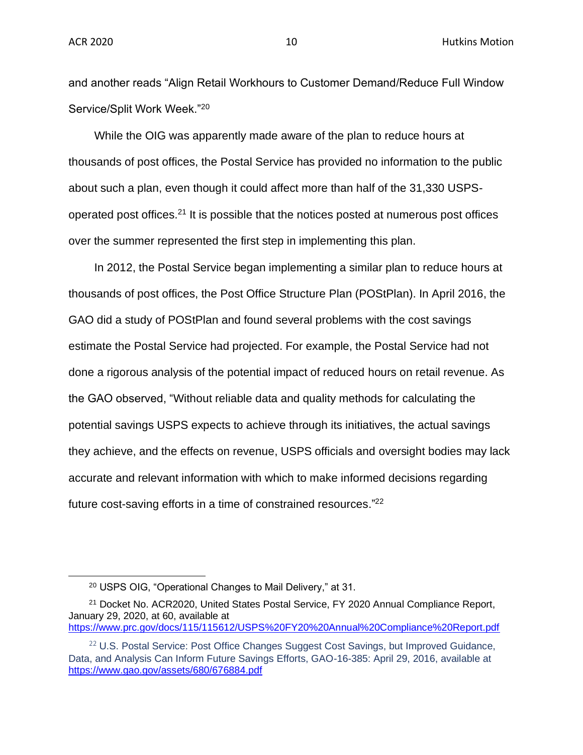and another reads "Align Retail Workhours to Customer Demand/Reduce Full Window Service/Split Work Week."[20]

While the OIG was apparently made aware of the plan to reduce hours at thousands of post offices, the Postal Service has provided no information to the public about such a plan, even though it could affect more than half of the 31,330 USPS-operated post offices.[21] It is possible that the notices posted at numerous post offices over the summer represented the first step in implementing this plan.

In 2012, the Postal Service began implementing a similar plan to reduce hours at thousands of post offices, the Post Office Structure Plan (POStPlan). In April 2016, the GAO did a study of POStPlan and found several problems with the cost savings estimate the Postal Service had projected. For example, the Postal Service had not done a rigorous analysis of the potential impact of reduced hours on retail revenue. As the GAO observed, "Without reliable data and quality methods for calculating the potential savings USPS expects to achieve through its initiatives, the actual savings they achieve, and the effects on revenue, USPS officials and oversight bodies may lack accurate and relevant information with which to make informed decisions regarding future cost-saving efforts in a time of constrained resources."[22]

---

[20] USPS OIG, "Operational Changes to Mail Delivery," at 31.

[21] Docket No. ACR2020, United States Postal Service, FY 2020 Annual Compliance Report, January 29, 2020, at 60, available at https://www.prc.gov/docs/115/115612/USPS%20FY20%20Annual%20Compliance%20Report.pdf

[22] U.S. Postal Service: Post Office Changes Suggest Cost Savings, but Improved Guidance, Data, and Analysis Can Inform Future Savings Efforts, GAO-16-385: April 29, 2016, available at https://www.gao.gov/assets/680/676884.pdf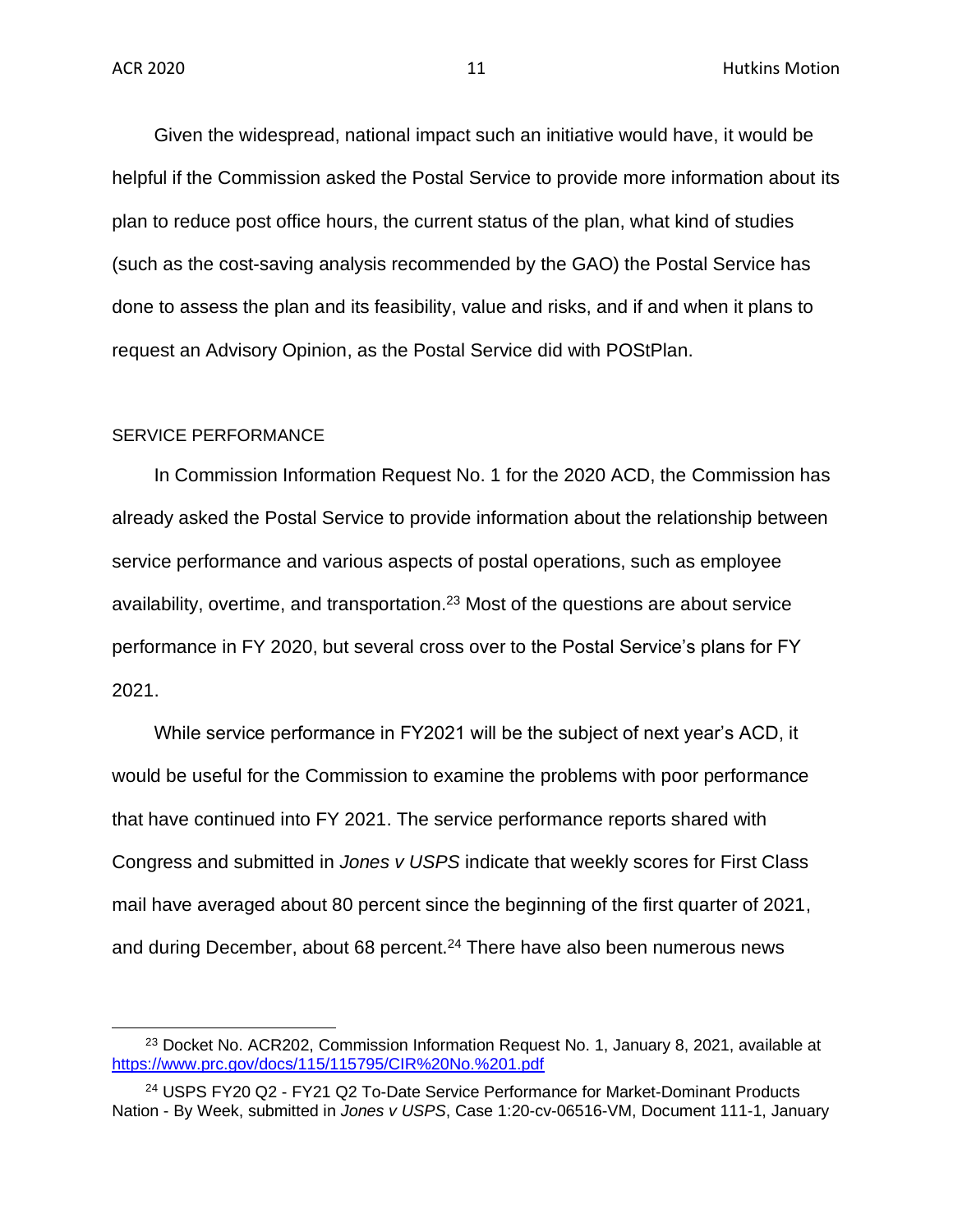Given the widespread, national impact such an initiative would have, it would be helpful if the Commission asked the Postal Service to provide more information about its plan to reduce post office hours, the current status of the plan, what kind of studies (such as the cost-saving analysis recommended by the GAO) the Postal Service has done to assess the plan and its feasibility, value and risks, and if and when it plans to request an Advisory Opinion, as the Postal Service did with POStPlan.

## SERVICE PERFORMANCE

In Commission Information Request No. 1 for the 2020 ACD, the Commission has already asked the Postal Service to provide information about the relationship between service performance and various aspects of postal operations, such as employee availability, overtime, and transportation.[23] Most of the questions are about service performance in FY 2020, but several cross over to the Postal Service's plans for FY 2021.

While service performance in FY2021 will be the subject of next year's ACD, it would be useful for the Commission to examine the problems with poor performance that have continued into FY 2021. The service performance reports shared with Congress and submitted in *Jones v USPS* indicate that weekly scores for First Class mail have averaged about 80 percent since the beginning of the first quarter of 2021, and during December, about 68 percent.[24] There have also been numerous news

---

[23] Docket No. ACR202, Commission Information Request No. 1, January 8, 2021, available at https://www.prc.gov/docs/115/115795/CIR%20No.%201.pdf

[24] USPS FY20 Q2 - FY21 Q2 To-Date Service Performance for Market-Dominant Products Nation - By Week, submitted in *Jones v USPS*, Case 1:20-cv-06516-VM, Document 111-1, January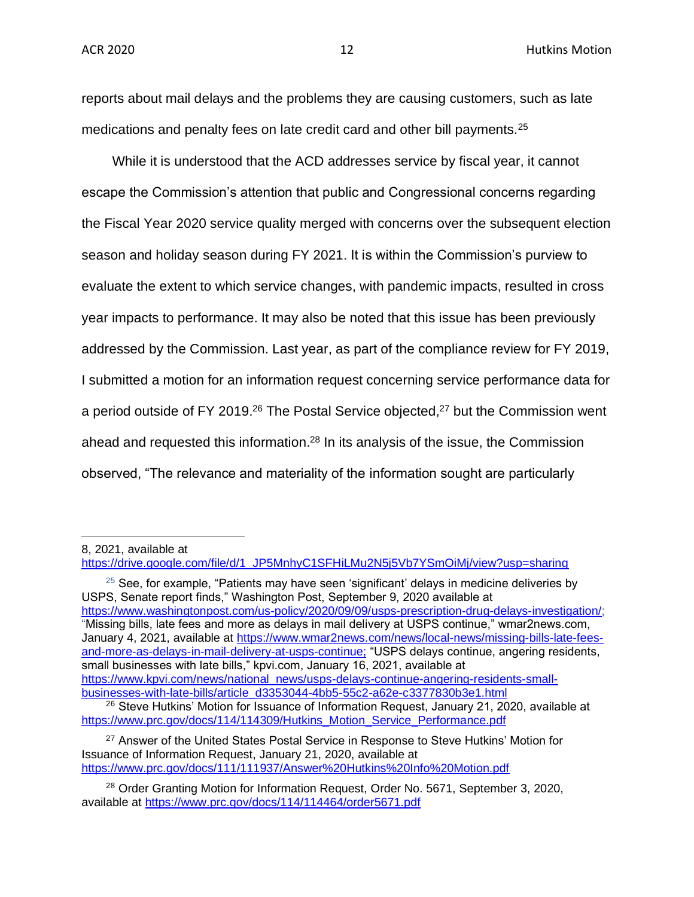reports about mail delays and the problems they are causing customers, such as late medications and penalty fees on late credit card and other bill payments.[25]

While it is understood that the ACD addresses service by fiscal year, it cannot escape the Commission's attention that public and Congressional concerns regarding the Fiscal Year 2020 service quality merged with concerns over the subsequent election season and holiday season during FY 2021. It is within the Commission's purview to evaluate the extent to which service changes, with pandemic impacts, resulted in cross year impacts to performance. It may also be noted that this issue has been previously addressed by the Commission. Last year, as part of the compliance review for FY 2019, I submitted a motion for an information request concerning service performance data for a period outside of FY 2019.[26] The Postal Service objected,[27] but the Commission went ahead and requested this information.[28] In its analysis of the issue, the Commission observed, "The relevance and materiality of the information sought are particularly

---

8, 2021, available at https://drive.google.com/file/d/1_JP5MnhyC1SFHiLMu2N5j5Vb7YSmOiMj/view?usp=sharing

[25] See, for example, "Patients may have seen 'significant' delays in medicine deliveries by USPS, Senate report finds," Washington Post, September 9, 2020 available at https://www.washingtonpost.com/us-policy/2020/09/09/usps-prescription-drug-delays-investigation/; "Missing bills, late fees and more as delays in mail delivery at USPS continue," wmar2news.com, January 4, 2021, available at https://www.wmar2news.com/news/local-news/missing-bills-late-fees-and-more-as-delays-in-mail-delivery-at-usps-continue; "USPS delays continue, angering residents, small businesses with late bills," kpvi.com, January 16, 2021, available at https://www.kpvi.com/news/national_news/usps-delays-continue-angering-residents-small-businesses-with-late-bills/article_d3353044-4bb5-55c2-a62e-c3377830b3e1.html

[26] Steve Hutkins' Motion for Issuance of Information Request, January 21, 2020, available at https://www.prc.gov/docs/114/114309/Hutkins_Motion_Service_Performance.pdf

[27] Answer of the United States Postal Service in Response to Steve Hutkins' Motion for Issuance of Information Request, January 21, 2020, available at https://www.prc.gov/docs/111/111937/Answer%20Hutkins%20Info%20Motion.pdf

[28] Order Granting Motion for Information Request, Order No. 5671, September 3, 2020, available at https://www.prc.gov/docs/114/114464/order5671.pdf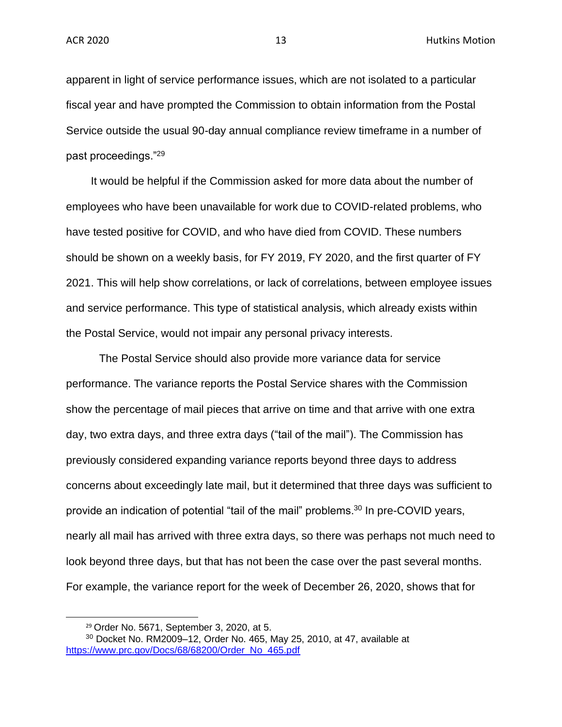apparent in light of service performance issues, which are not isolated to a particular fiscal year and have prompted the Commission to obtain information from the Postal Service outside the usual 90-day annual compliance review timeframe in a number of past proceedings."[29]

It would be helpful if the Commission asked for more data about the number of employees who have been unavailable for work due to COVID-related problems, who have tested positive for COVID, and who have died from COVID. These numbers should be shown on a weekly basis, for FY 2019, FY 2020, and the first quarter of FY 2021. This will help show correlations, or lack of correlations, between employee issues and service performance. This type of statistical analysis, which already exists within the Postal Service, would not impair any personal privacy interests.

The Postal Service should also provide more variance data for service performance. The variance reports the Postal Service shares with the Commission show the percentage of mail pieces that arrive on time and that arrive with one extra day, two extra days, and three extra days ("tail of the mail"). The Commission has previously considered expanding variance reports beyond three days to address concerns about exceedingly late mail, but it determined that three days was sufficient to provide an indication of potential "tail of the mail" problems.[30] In pre-COVID years, nearly all mail has arrived with three extra days, so there was perhaps not much need to look beyond three days, but that has not been the case over the past several months. For example, the variance report for the week of December 26, 2020, shows that for

---

[29] Order No. 5671, September 3, 2020, at 5.

[30] Docket No. RM2009–12, Order No. 465, May 25, 2010, at 47, available at https://www.prc.gov/Docs/68/68200/Order_No_465.pdf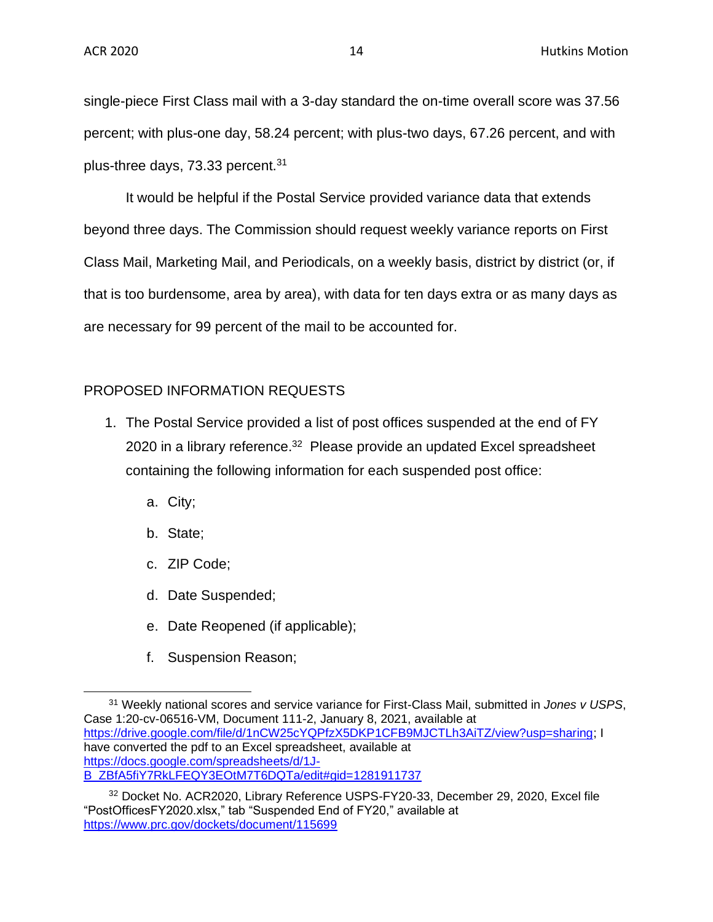single-piece First Class mail with a 3-day standard the on-time overall score was 37.56 percent; with plus-one day, 58.24 percent; with plus-two days, 67.26 percent, and with plus-three days, 73.33 percent.[31]

It would be helpful if the Postal Service provided variance data that extends beyond three days. The Commission should request weekly variance reports on First Class Mail, Marketing Mail, and Periodicals, on a weekly basis, district by district (or, if that is too burdensome, area by area), with data for ten days extra or as many days as are necessary for 99 percent of the mail to be accounted for.

PROPOSED INFORMATION REQUESTS

1. The Postal Service provided a list of post offices suspended at the end of FY 2020 in a library reference.[32] Please provide an updated Excel spreadsheet containing the following information for each suspended post office:
    a. City;
    b. State;
    c. ZIP Code;
    d. Date Suspended;
    e. Date Reopened (if applicable);
    f. Suspension Reason;

---

[31] Weekly national scores and service variance for First-Class Mail, submitted in *Jones v USPS*, Case 1:20-cv-06516-VM, Document 111-2, January 8, 2021, available at https://drive.google.com/file/d/1nCW25cYQPfzX5DKP1CFB9MJCTLh3AiTZ/view?usp=sharing; I have converted the pdf to an Excel spreadsheet, available at https://docs.google.com/spreadsheets/d/1J-B_ZBfA5fiY7RkLFEQY3EOtM7T6DQTa/edit#gid=1281911737

[32] Docket No. ACR2020, Library Reference USPS-FY20-33, December 29, 2020, Excel file "PostOfficesFY2020.xlsx," tab "Suspended End of FY20," available at https://www.prc.gov/dockets/document/115699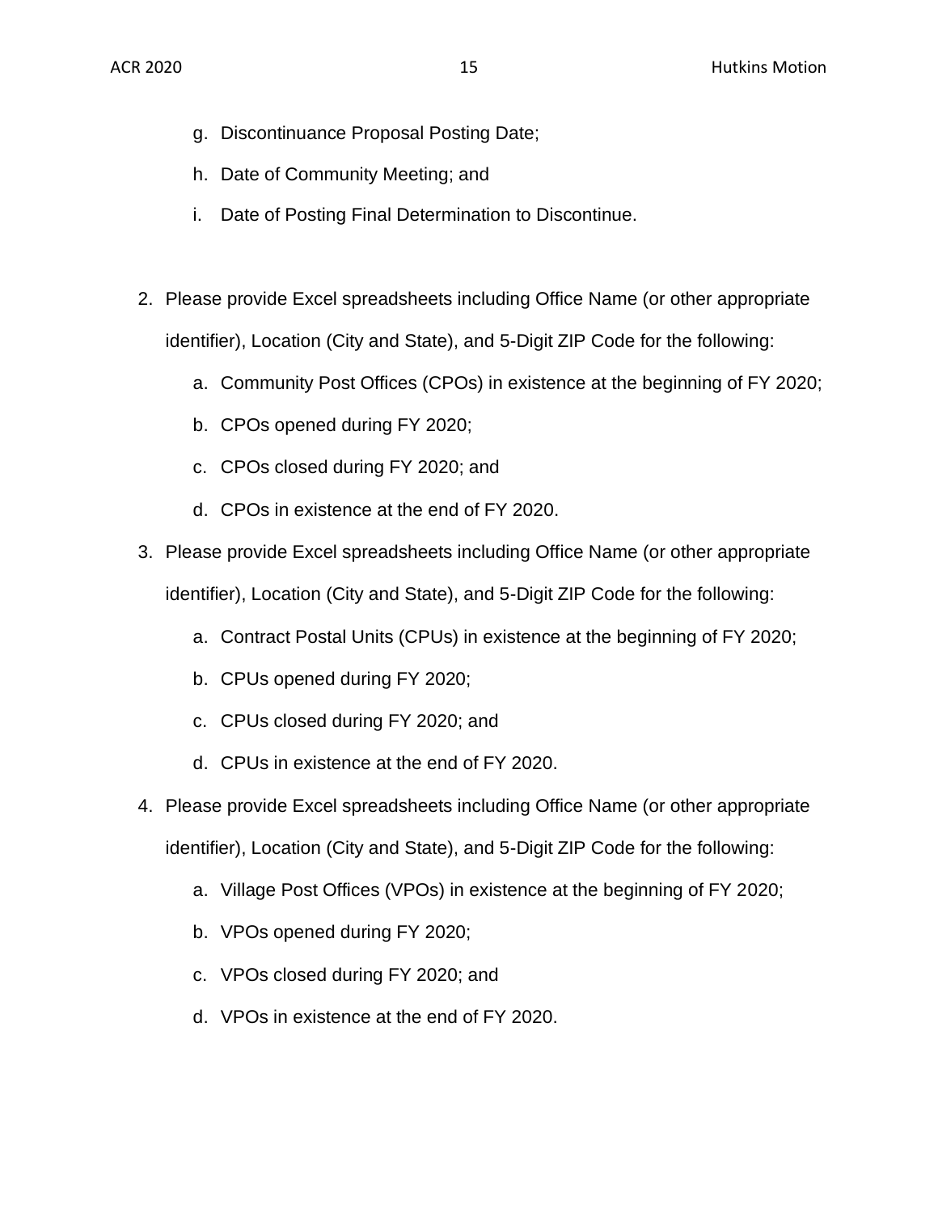g. Discontinuance Proposal Posting Date;

h. Date of Community Meeting; and

i. Date of Posting Final Determination to Discontinue.

2. Please provide Excel spreadsheets including Office Name (or other appropriate identifier), Location (City and State), and 5-Digit ZIP Code for the following:
   a. Community Post Offices (CPOs) in existence at the beginning of FY 2020;
   b. CPOs opened during FY 2020;
   c. CPOs closed during FY 2020; and
   d. CPOs in existence at the end of FY 2020.
3. Please provide Excel spreadsheets including Office Name (or other appropriate identifier), Location (City and State), and 5-Digit ZIP Code for the following:
   a. Contract Postal Units (CPUs) in existence at the beginning of FY 2020;
   b. CPUs opened during FY 2020;
   c. CPUs closed during FY 2020; and
   d. CPUs in existence at the end of FY 2020.
4. Please provide Excel spreadsheets including Office Name (or other appropriate identifier), Location (City and State), and 5-Digit ZIP Code for the following:
   a. Village Post Offices (VPOs) in existence at the beginning of FY 2020;
   b. VPOs opened during FY 2020;
   c. VPOs closed during FY 2020; and
   d. VPOs in existence at the end of FY 2020.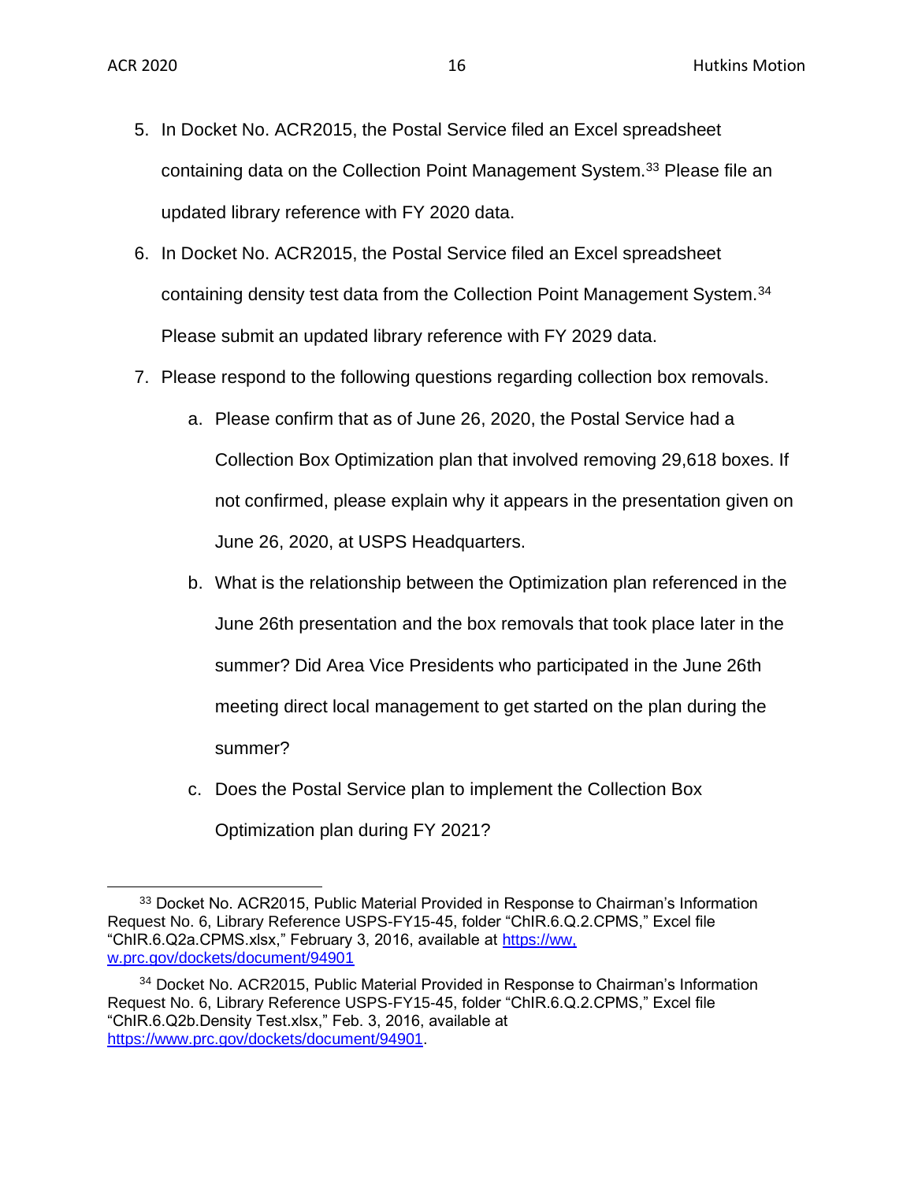5. In Docket No. ACR2015, the Postal Service filed an Excel spreadsheet containing data on the Collection Point Management System.[33] Please file an updated library reference with FY 2020 data.
6. In Docket No. ACR2015, the Postal Service filed an Excel spreadsheet containing density test data from the Collection Point Management System.[34] Please submit an updated library reference with FY 2029 data.
7. Please respond to the following questions regarding collection box removals.
    a. Please confirm that as of June 26, 2020, the Postal Service had a Collection Box Optimization plan that involved removing 29,618 boxes. If not confirmed, please explain why it appears in the presentation given on June 26, 2020, at USPS Headquarters.
    b. What is the relationship between the Optimization plan referenced in the June 26th presentation and the box removals that took place later in the summer? Did Area Vice Presidents who participated in the June 26th meeting direct local management to get started on the plan during the summer?
    c. Does the Postal Service plan to implement the Collection Box Optimization plan during FY 2021?

---

[33] Docket No. ACR2015, Public Material Provided in Response to Chairman's Information Request No. 6, Library Reference USPS-FY15-45, folder "ChIR.6.Q.2.CPMS," Excel file "ChIR.6.Q2a.CPMS.xlsx," February 3, 2016, available at [https://ww, w.prc.gov/dockets/document/94901](https://www.prc.gov/dockets/document/94901)

[34] Docket No. ACR2015, Public Material Provided in Response to Chairman's Information Request No. 6, Library Reference USPS-FY15-45, folder "ChIR.6.Q.2.CPMS," Excel file "ChIR.6.Q2b.Density Test.xlsx," Feb. 3, 2016, available at [https://www.prc.gov/dockets/document/94901](https://www.prc.gov/dockets/document/94901).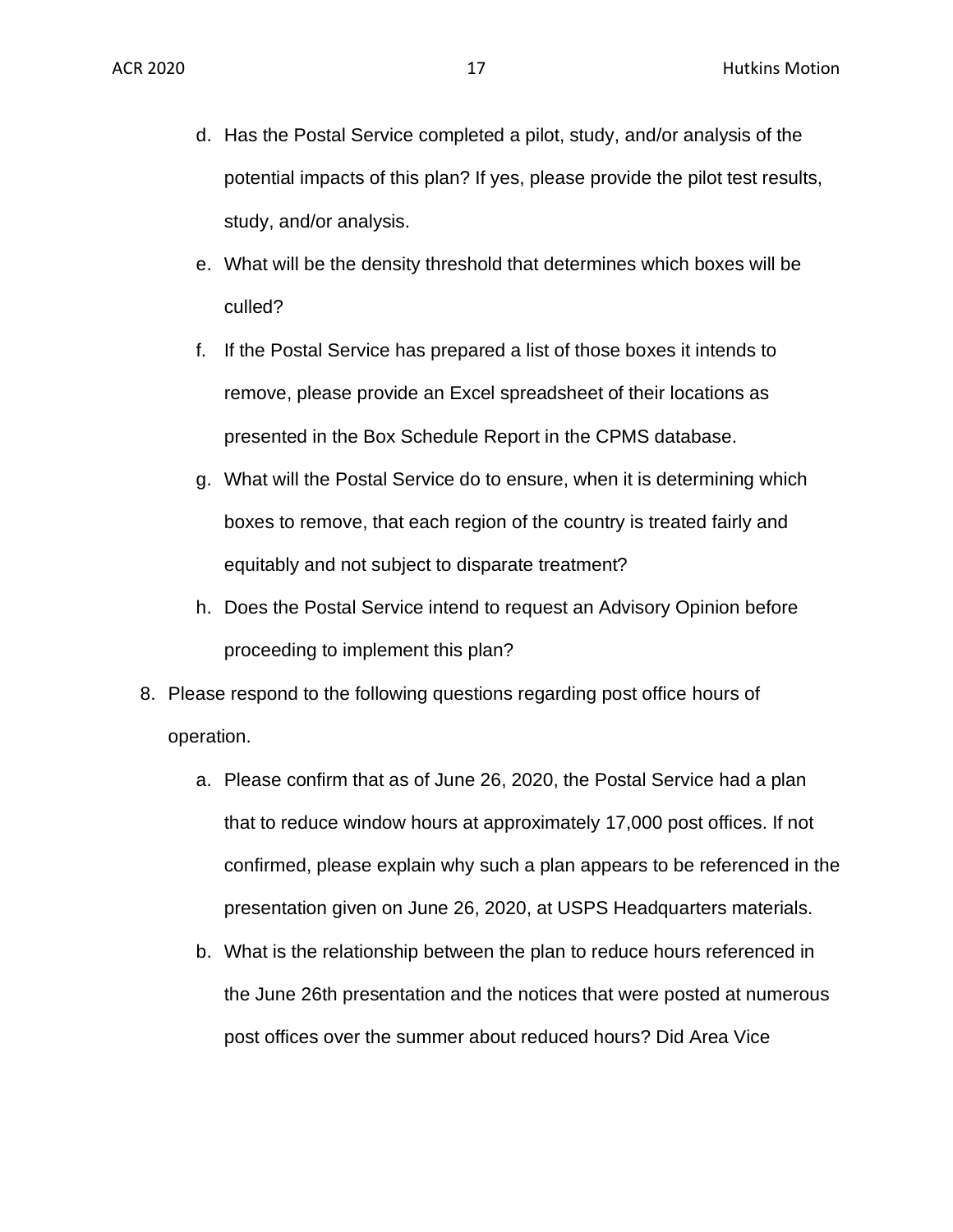d. Has the Postal Service completed a pilot, study, and/or analysis of the potential impacts of this plan? If yes, please provide the pilot test results, study, and/or analysis.

e. What will be the density threshold that determines which boxes will be culled?

f. If the Postal Service has prepared a list of those boxes it intends to remove, please provide an Excel spreadsheet of their locations as presented in the Box Schedule Report in the CPMS database.

g. What will the Postal Service do to ensure, when it is determining which boxes to remove, that each region of the country is treated fairly and equitably and not subject to disparate treatment?

h. Does the Postal Service intend to request an Advisory Opinion before proceeding to implement this plan?

8. Please respond to the following questions regarding post office hours of operation.

   a. Please confirm that as of June 26, 2020, the Postal Service had a plan that to reduce window hours at approximately 17,000 post offices. If not confirmed, please explain why such a plan appears to be referenced in the presentation given on June 26, 2020, at USPS Headquarters materials.

   b. What is the relationship between the plan to reduce hours referenced in the June 26th presentation and the notices that were posted at numerous post offices over the summer about reduced hours? Did Area Vice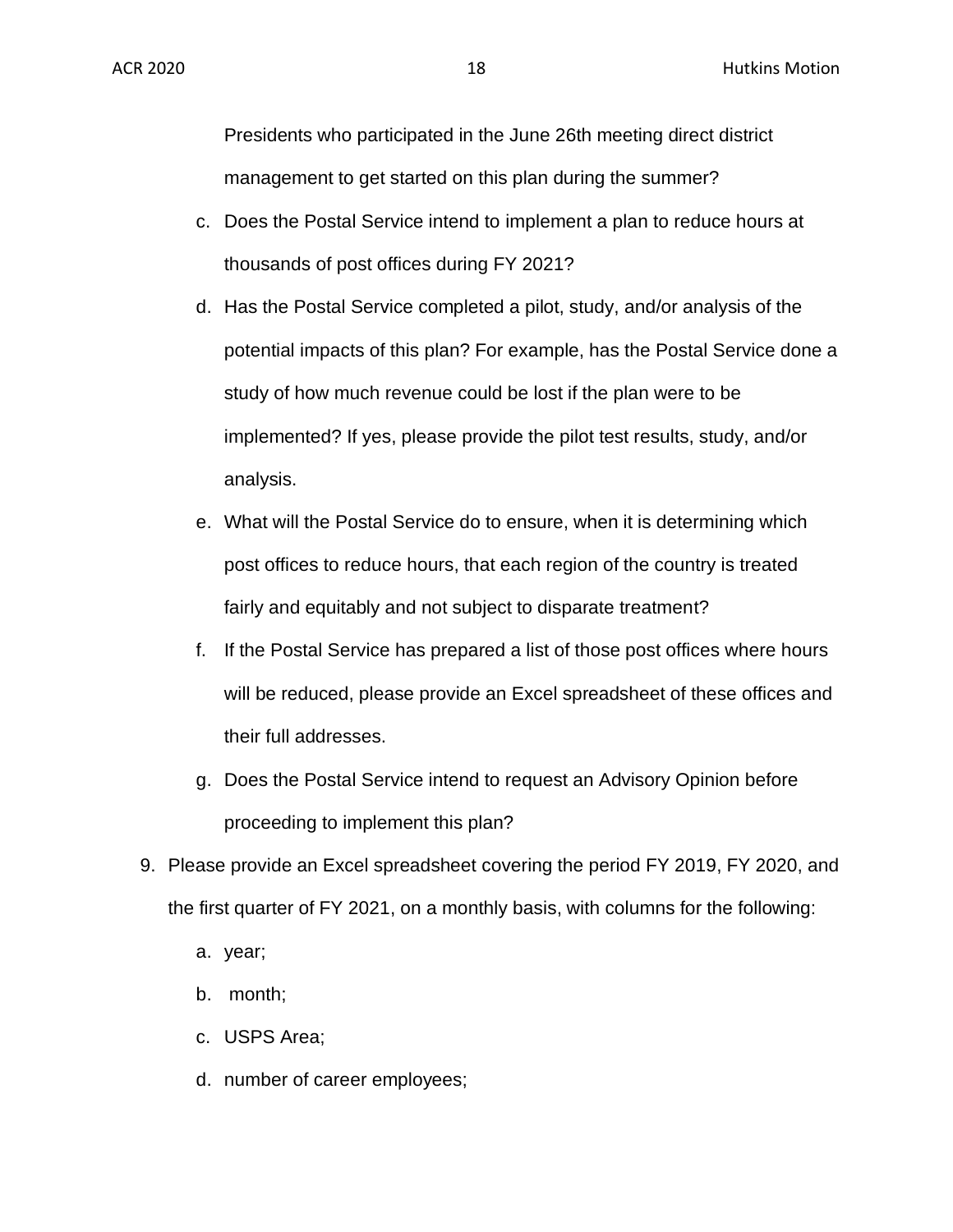Presidents who participated in the June 26th meeting direct district management to get started on this plan during the summer?

c. Does the Postal Service intend to implement a plan to reduce hours at thousands of post offices during FY 2021?

d. Has the Postal Service completed a pilot, study, and/or analysis of the potential impacts of this plan? For example, has the Postal Service done a study of how much revenue could be lost if the plan were to be implemented? If yes, please provide the pilot test results, study, and/or analysis.

e. What will the Postal Service do to ensure, when it is determining which post offices to reduce hours, that each region of the country is treated fairly and equitably and not subject to disparate treatment?

f. If the Postal Service has prepared a list of those post offices where hours will be reduced, please provide an Excel spreadsheet of these offices and their full addresses.

g. Does the Postal Service intend to request an Advisory Opinion before proceeding to implement this plan?

9. Please provide an Excel spreadsheet covering the period FY 2019, FY 2020, and the first quarter of FY 2021, on a monthly basis, with columns for the following:

    a. year;

    b. month;

    c. USPS Area;

    d. number of career employees;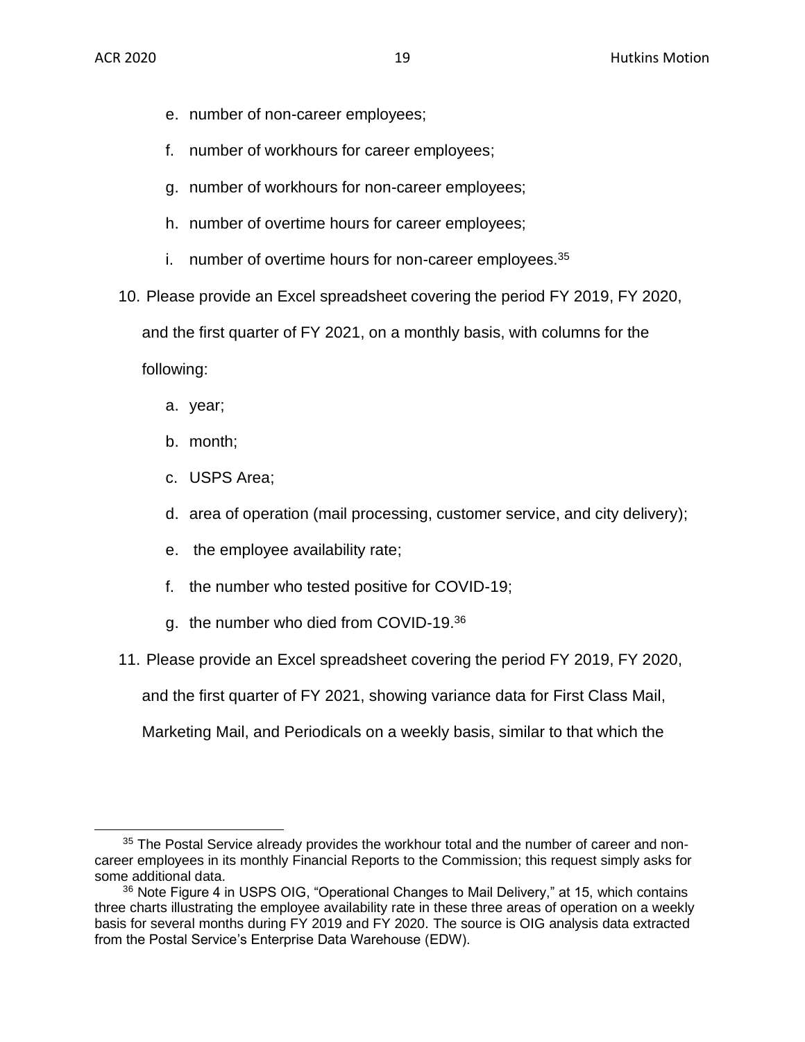e. number of non-career employees;

f. number of workhours for career employees;

g. number of workhours for non-career employees;

h. number of overtime hours for career employees;

i. number of overtime hours for non-career employees.[35]

10. Please provide an Excel spreadsheet covering the period FY 2019, FY 2020, and the first quarter of FY 2021, on a monthly basis, with columns for the following:

    a. year;

    b. month;

    c. USPS Area;

    d. area of operation (mail processing, customer service, and city delivery);

    e. the employee availability rate;

    f. the number who tested positive for COVID-19;

    g. the number who died from COVID-19.[36]

11. Please provide an Excel spreadsheet covering the period FY 2019, FY 2020, and the first quarter of FY 2021, showing variance data for First Class Mail, Marketing Mail, and Periodicals on a weekly basis, similar to that which the

---

[35] The Postal Service already provides the workhour total and the number of career and non-career employees in its monthly Financial Reports to the Commission; this request simply asks for some additional data.

[36] Note Figure 4 in USPS OIG, "Operational Changes to Mail Delivery," at 15, which contains three charts illustrating the employee availability rate in these three areas of operation on a weekly basis for several months during FY 2019 and FY 2020. The source is OIG analysis data extracted from the Postal Service's Enterprise Data Warehouse (EDW).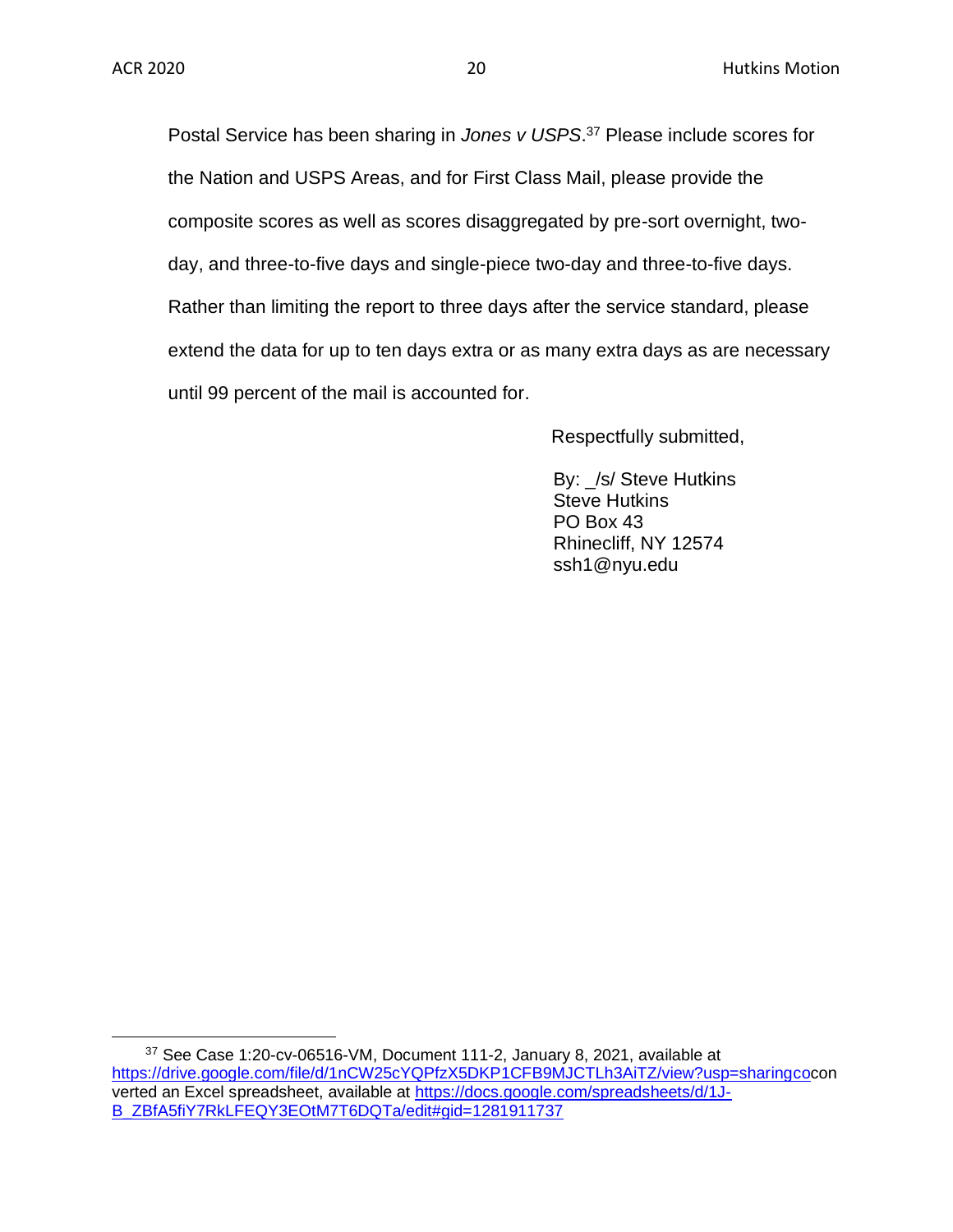Postal Service has been sharing in *Jones v USPS*.[37] Please include scores for the Nation and USPS Areas, and for First Class Mail, please provide the composite scores as well as scores disaggregated by pre-sort overnight, two-day, and three-to-five days and single-piece two-day and three-to-five days. Rather than limiting the report to three days after the service standard, please extend the data for up to ten days extra or as many extra days as are necessary until 99 percent of the mail is accounted for.

Respectfully submitted,

By: _/s/ Steve Hutkins
Steve Hutkins
PO Box 43
Rhinecliff, NY 12574
ssh1@nyu.edu

---

[37] See Case 1:20-cv-06516-VM, Document 111-2, January 8, 2021, available at https://drive.google.com/file/d/1nCW25cYQPfzX5DKP1CFB9MJCTLh3AiTZ/view?usp=sharingcoconverted an Excel spreadsheet, available at https://docs.google.com/spreadsheets/d/1J-B_ZBfA5fiY7RkLFEQY3EOtM7T6DQTa/edit#gid=1281911737